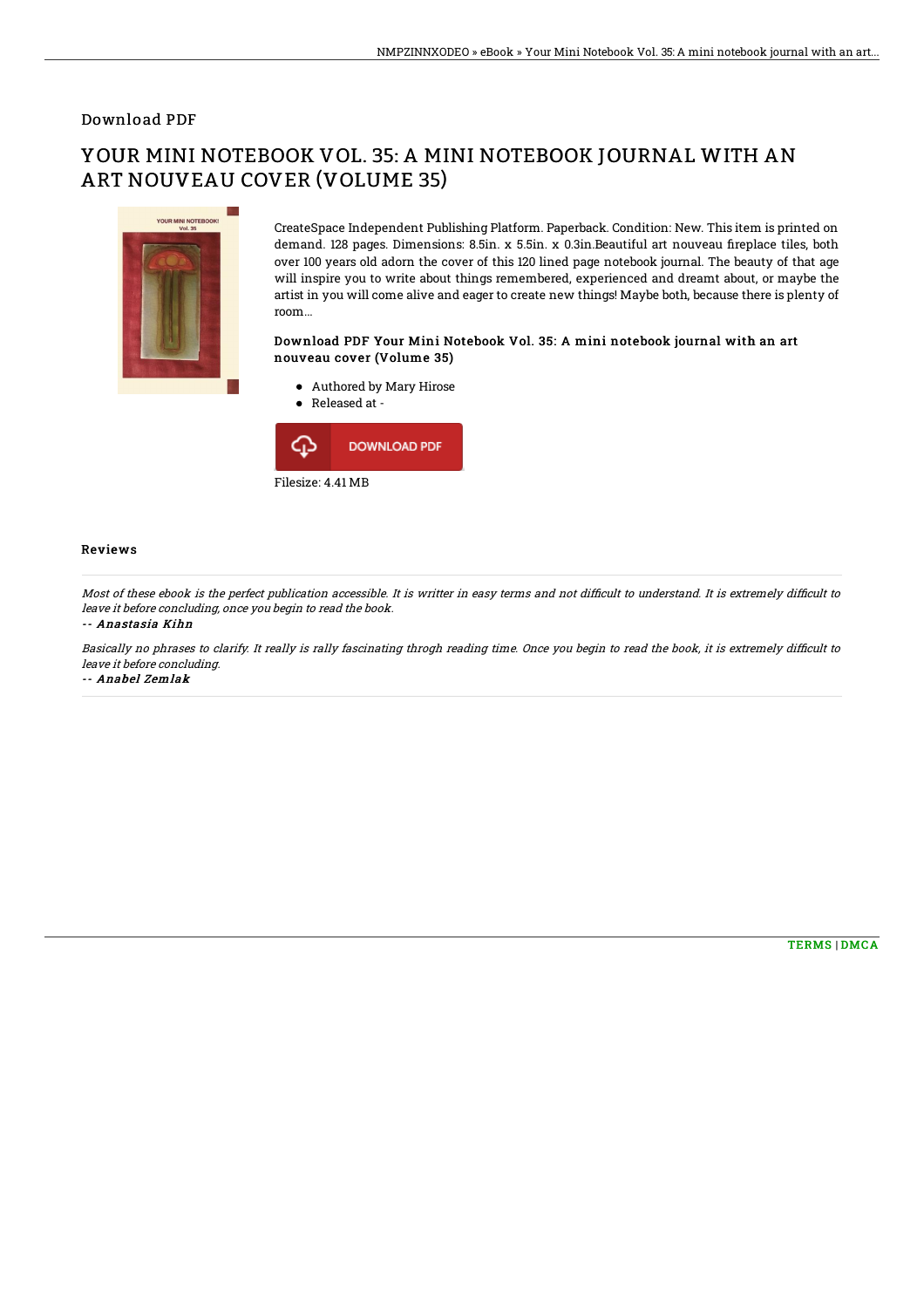Download PDF

# YOUR MINI NOTEBOOK VOL. 35: A MINI NOTEBOOK JOURNAL WITH AN ART NOUVEAU COVER (VOLUME 35)

CreateSpace Independent Publishing Platform. Paperback. Condition: New. This item is printed on demand. 128 pages. Dimensions: 8.5in. x 5.5in. x 0.3in.Beautiful art nouveau fireplace tiles, both over 100 years old adorn the cover of this 120 lined page notebook journal. The beauty of that age will inspire you to write about things remembered, experienced and dreamt about, or maybe the artist in you will come alive and eager to create new things! Maybe both, because there is plenty of room...

### Download PDF Your Mini Notebook Vol. 35: A mini notebook journal with an art nouveau cover (Volume 35)

- Authored by Mary Hirose
- Released at -

DOWNLOAD PDF

Filesize: 4.41 MB

## Reviews

*Most of these ebook is the perfect publication accessible. It is writter in easy terms and not difficult to understand. It is extremely difficult to leave it before concluding, once you begin to read the book.*

*-- Anastasia Kihn*

*Basically no phrases to clarify. It really is rally fascinating throgh reading time. Once you begin to read the book, it is extremely difficult to leave it before concluding.*

*-- Anabel Zemlak*

TERMS | DMCA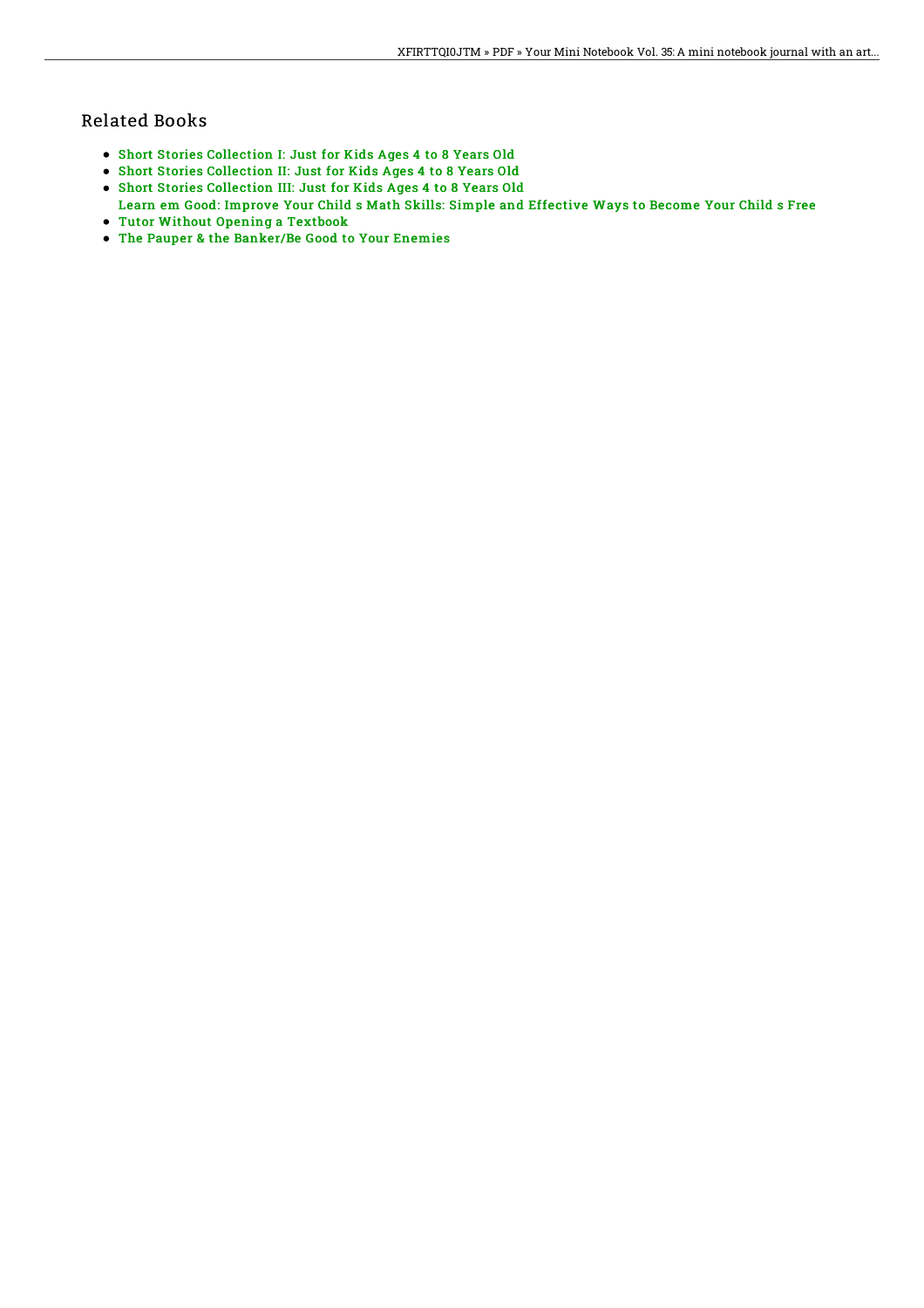## Related Books

- Short Stories Collection I: Just for Kids Ages 4 to 8 Years Old
- Short Stories Collection II: Just for Kids Ages 4 to 8 Years Old
- Short Stories Collection III: Just for Kids Ages 4 to 8 Years Old
  Learn em Good: Improve Your Child s Math Skills: Simple and Effective Ways to Become Your Child s Free
- Tutor Without Opening a Textbook
- The Pauper & the Banker/Be Good to Your Enemies